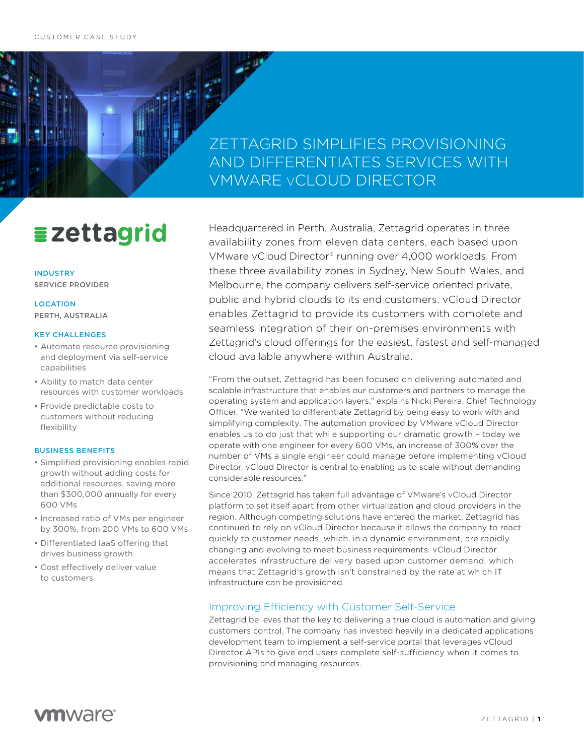CUSTOMER CASE STUDY

# ZETTAGRID SIMPLIFIES PROVISIONING AND DIFFERENTIATES SERVICES WITH VMWARE vCLOUD DIRECTOR

zettagrid

**INDUSTRY**
SERVICE PROVIDER

**LOCATION**
PERTH, AUSTRALIA

**KEY CHALLENGES**

- Automate resource provisioning and deployment via self-service capabilities
- Ability to match data center resources with customer workloads
- Provide predictable costs to customers without reducing flexibility

**BUSINESS BENEFITS**

- Simplified provisioning enables rapid growth without adding costs for additional resources, saving more than $300,000 annually for every 600 VMs
- Increased ratio of VMs per engineer by 300%, from 200 VMs to 600 VMs
- Differentiated IaaS offering that drives business growth
- Cost effectively deliver value to customers

Headquartered in Perth, Australia, Zettagrid operates in three availability zones from eleven data centers, each based upon VMware vCloud Director® running over 4,000 workloads. From these three availability zones in Sydney, New South Wales, and Melbourne, the company delivers self-service oriented private, public and hybrid clouds to its end customers. vCloud Director enables Zettagrid to provide its customers with complete and seamless integration of their on-premises environments with Zettagrid's cloud offerings for the easiest, fastest and self-managed cloud available anywhere within Australia.

"From the outset, Zettagrid has been focused on delivering automated and scalable infrastructure that enables our customers and partners to manage the operating system and application layers," explains Nicki Pereira, Chief Technology Officer. "We wanted to differentiate Zettagrid by being easy to work with and simplifying complexity. The automation provided by VMware vCloud Director enables us to do just that while supporting our dramatic growth – today we operate with one engineer for every 600 VMs, an increase of 300% over the number of VMs a single engineer could manage before implementing vCloud Director. vCloud Director is central to enabling us to scale without demanding considerable resources."

Since 2010, Zettagrid has taken full advantage of VMware's vCloud Director platform to set itself apart from other virtualization and cloud providers in the region. Although competing solutions have entered the market, Zettagrid has continued to rely on vCloud Director because it allows the company to react quickly to customer needs, which, in a dynamic environment, are rapidly changing and evolving to meet business requirements. vCloud Director accelerates infrastructure delivery based upon customer demand, which means that Zettagrid's growth isn't constrained by the rate at which IT infrastructure can be provisioned.

## Improving Efficiency with Customer Self-Service

Zettagrid believes that the key to delivering a true cloud is automation and giving customers control. The company has invested heavily in a dedicated applications development team to implement a self-service portal that leverages vCloud Director APIs to give end users complete self-sufficiency when it comes to provisioning and managing resources.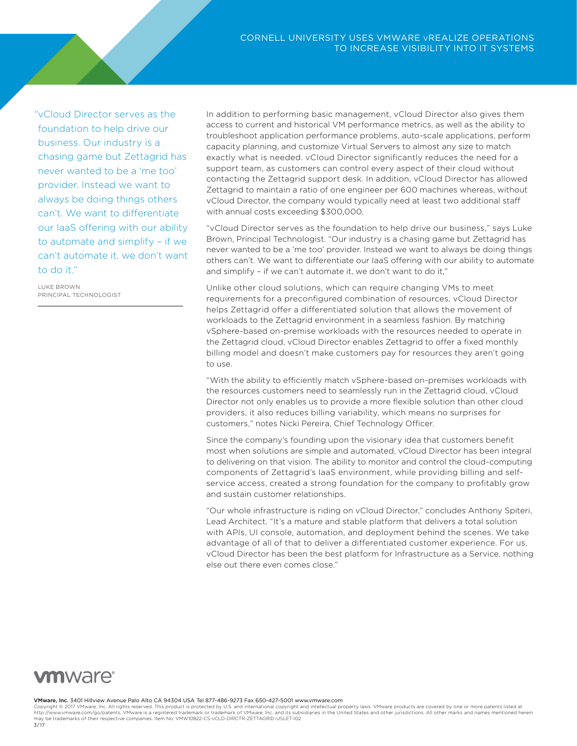"vCloud Director serves as the foundation to help drive our business. Our industry is a chasing game but Zettagrid has never wanted to be a 'me too' provider. Instead we want to always be doing things others can't. We want to differentiate our IaaS offering with our ability to automate and simplify – if we can't automate it, we don't want to do it."

LUKE BROWN
PRINCIPAL TECHNOLOGIST

In addition to performing basic management, vCloud Director also gives them access to current and historical VM performance metrics, as well as the ability to troubleshoot application performance problems, auto-scale applications, perform capacity planning, and customize Virtual Servers to almost any size to match exactly what is needed. vCloud Director significantly reduces the need for a support team, as customers can control every aspect of their cloud without contacting the Zettagrid support desk. In addition, vCloud Director has allowed Zettagrid to maintain a ratio of one engineer per 600 machines whereas, without vCloud Director, the company would typically need at least two additional staff with annual costs exceeding $300,000.

"vCloud Director serves as the foundation to help drive our business," says Luke Brown, Principal Technologist. "Our industry is a chasing game but Zettagrid has never wanted to be a 'me too' provider. Instead we want to always be doing things others can't. We want to differentiate our IaaS offering with our ability to automate and simplify – if we can't automate it, we don't want to do it,"

Unlike other cloud solutions, which can require changing VMs to meet requirements for a preconfigured combination of resources, vCloud Director helps Zettagrid offer a differentiated solution that allows the movement of workloads to the Zettagrid environment in a seamless fashion. By matching vSphere-based on-premise workloads with the resources needed to operate in the Zettagrid cloud, vCloud Director enables Zettagrid to offer a fixed monthly billing model and doesn't make customers pay for resources they aren't going to use.

"With the ability to efficiently match vSphere-based on-premises workloads with the resources customers need to seamlessly run in the Zettagrid cloud, vCloud Director not only enables us to provide a more flexible solution than other cloud providers, it also reduces billing variability, which means no surprises for customers," notes Nicki Pereira, Chief Technology Officer.

Since the company's founding upon the visionary idea that customers benefit most when solutions are simple and automated, vCloud Director has been integral to delivering on that vision. The ability to monitor and control the cloud-computing components of Zettagrid's IaaS environment, while providing billing and self-service access, created a strong foundation for the company to profitably grow and sustain customer relationships.

"Our whole infrastructure is riding on vCloud Director," concludes Anthony Spiteri, Lead Architect. "It's a mature and stable platform that delivers a total solution with APIs, UI console, automation, and deployment behind the scenes. We take advantage of all of that to deliver a differentiated customer experience. For us, vCloud Director has been the best platform for Infrastructure as a Service, nothing else out there even comes close."

**VMware, Inc.** 3401 Hillview Avenue Palo Alto CA 94304 USA Tel 877-486-9273 Fax 650-427-5001 www.vmware.com
Copyright © 2017 VMware, Inc. All rights reserved. This product is protected by U.S. and international copyright and intellectual property laws. VMware products are covered by one or more patents listed at http://www.vmware.com/go/patents. VMware is a registered trademark or trademark of VMware, Inc. and its subsidiaries in the United States and other jurisdictions. All other marks and names mentioned herein may be trademarks of their respective companies. Item No: VMW10822-CS-vCLD-DIRCTR-ZETTAGRID-USLET-102
3/17